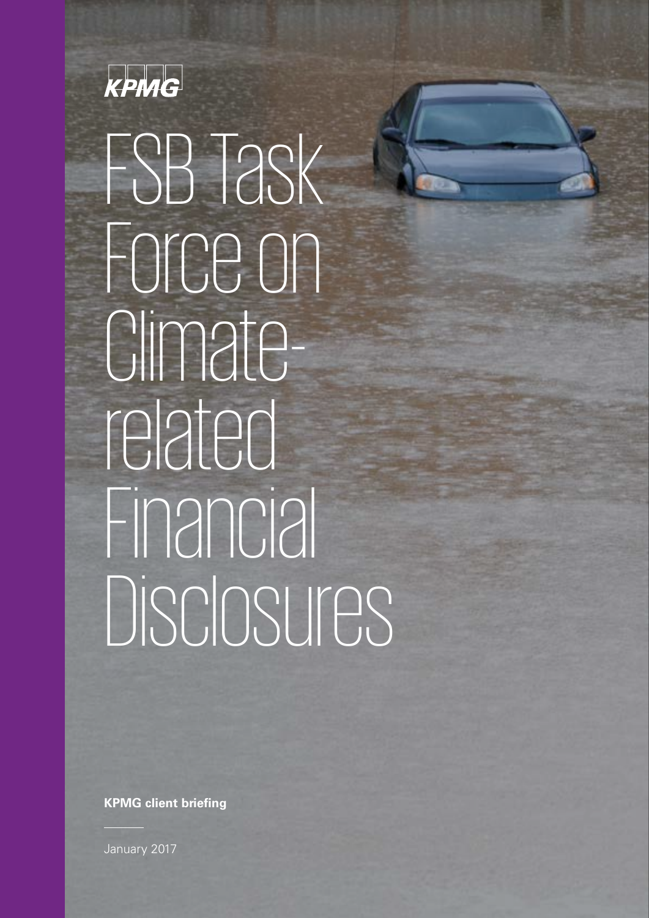KPMG

# FSB Task Force on Climate-related Financial Disclosures

**KPMG client briefing**

January 2017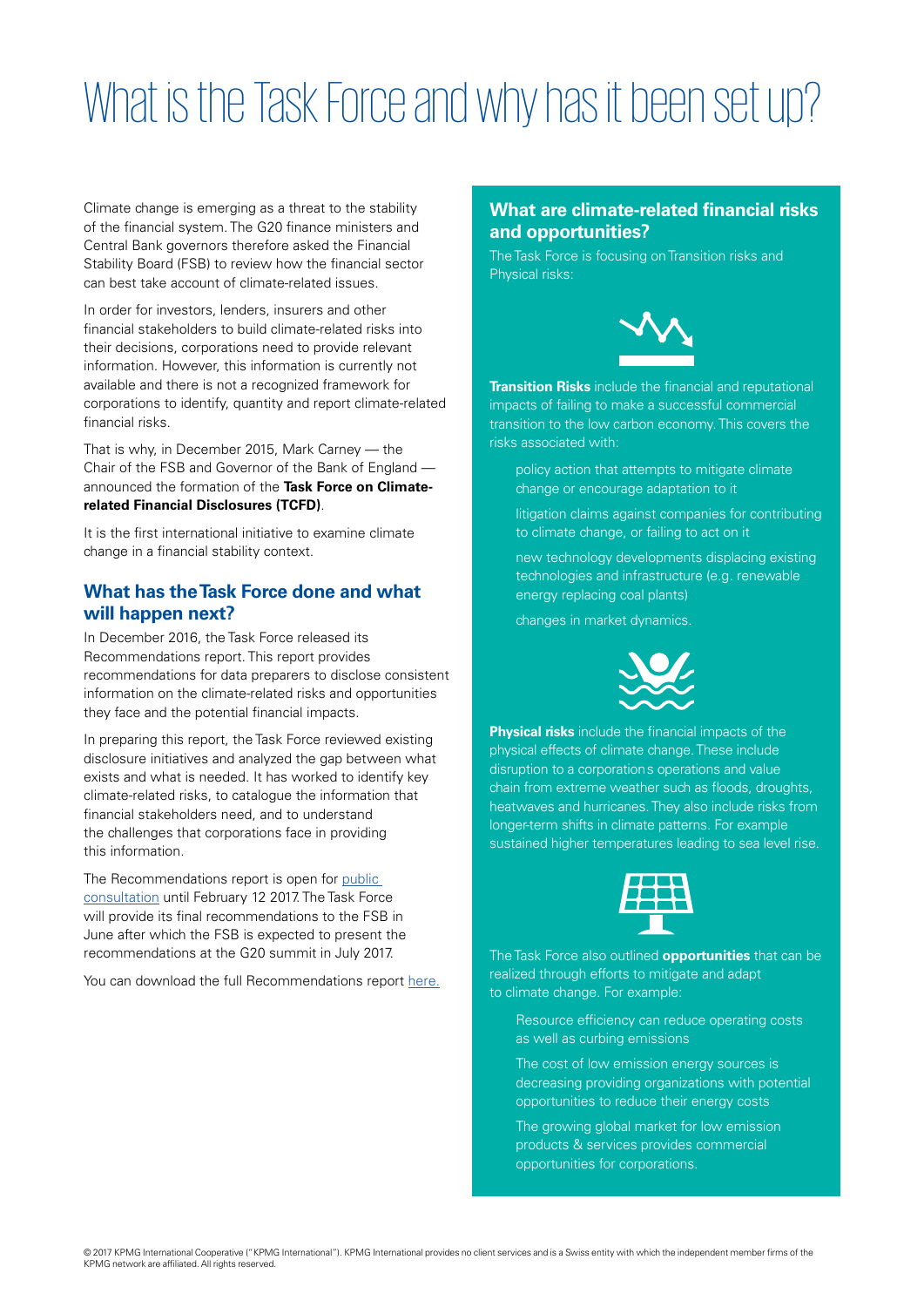# What is the Task Force and why has it been set up?

Climate change is emerging as a threat to the stability of the financial system. The G20 finance ministers and Central Bank governors therefore asked the Financial Stability Board (FSB) to review how the financial sector can best take account of climate-related issues.

In order for investors, lenders, insurers and other financial stakeholders to build climate-related risks into their decisions, corporations need to provide relevant information. However, this information is currently not available and there is not a recognized framework for corporations to identify, quantity and report climate-related financial risks.

That is why, in December 2015, Mark Carney — the Chair of the FSB and Governor of the Bank of England — announced the formation of the **Task Force on Climate-related Financial Disclosures (TCFD)**.

It is the first international initiative to examine climate change in a financial stability context.

## What has the Task Force done and what will happen next?

In December 2016, the Task Force released its Recommendations report. This report provides recommendations for data preparers to disclose consistent information on the climate-related risks and opportunities they face and the potential financial impacts.

In preparing this report, the Task Force reviewed existing disclosure initiatives and analyzed the gap between what exists and what is needed. It has worked to identify key climate-related risks, to catalogue the information that financial stakeholders need, and to understand the challenges that corporations face in providing this information.

The Recommendations report is open for public consultation until February 12 2017. The Task Force will provide its final recommendations to the FSB in June after which the FSB is expected to present the recommendations at the G20 summit in July 2017.

You can download the full Recommendations report here.

## What are climate-related financial risks and opportunities?

The Task Force is focusing on Transition risks and Physical risks:

**Transition Risks** include the financial and reputational impacts of failing to make a successful commercial transition to the low carbon economy. This covers the risks associated with:

- policy action that attempts to mitigate climate change or encourage adaptation to it
- litigation claims against companies for contributing to climate change, or failing to act on it
- new technology developments displacing existing technologies and infrastructure (e.g. renewable energy replacing coal plants)
- changes in market dynamics.

**Physical risks** include the financial impacts of the physical effects of climate change. These include disruption to a corporations operations and value chain from extreme weather such as floods, droughts, heatwaves and hurricanes. They also include risks from longer-term shifts in climate patterns. For example sustained higher temperatures leading to sea level rise.

The Task Force also outlined **opportunities** that can be realized through efforts to mitigate and adapt to climate change. For example:

- Resource efficiency can reduce operating costs as well as curbing emissions
- The cost of low emission energy sources is decreasing providing organizations with potential opportunities to reduce their energy costs
- The growing global market for low emission products & services provides commercial opportunities for corporations.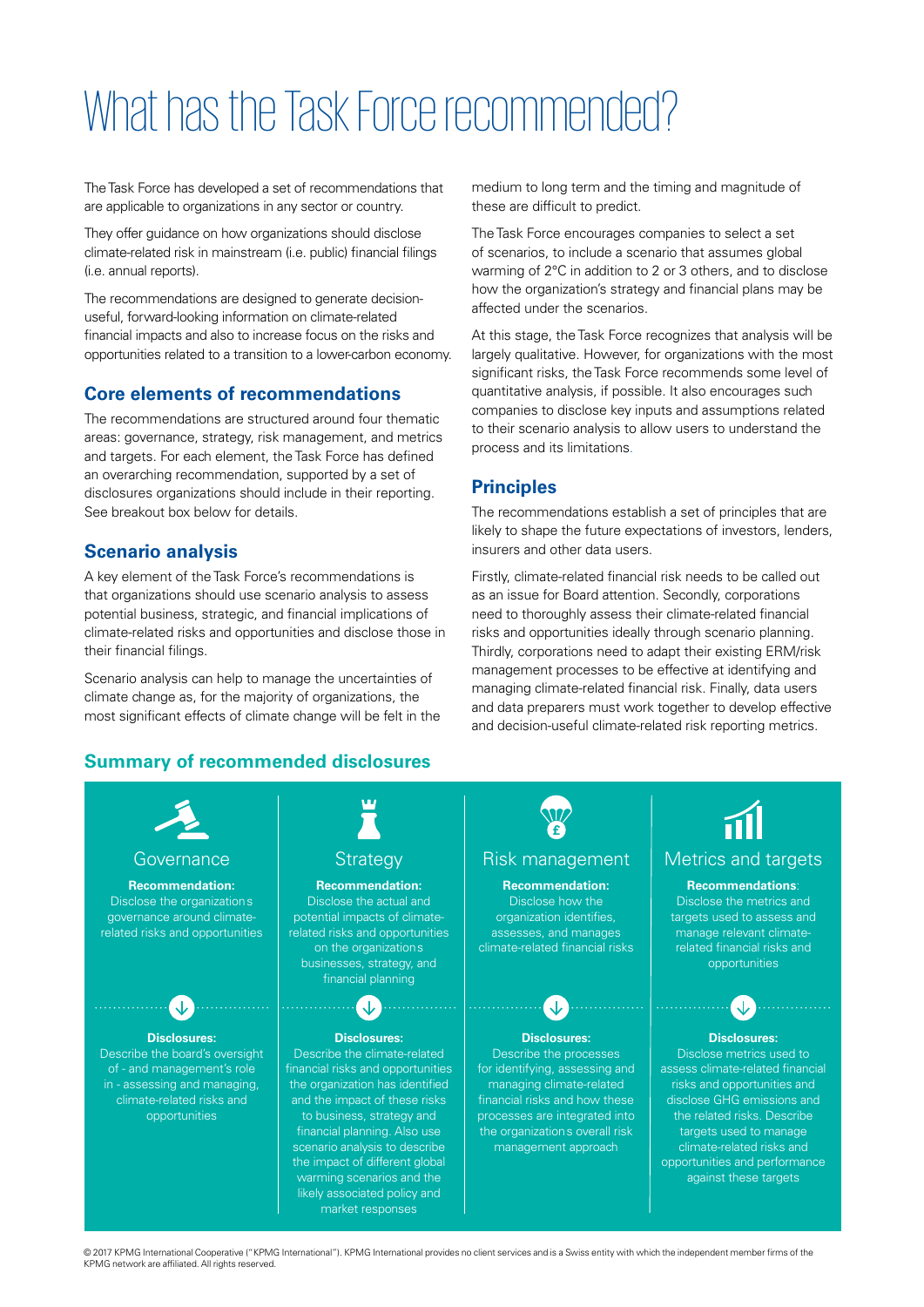# What has the Task Force recommended?

The Task Force has developed a set of recommendations that are applicable to organizations in any sector or country.

They offer guidance on how organizations should disclose climate-related risk in mainstream (i.e. public) financial filings (i.e. annual reports).

The recommendations are designed to generate decision-useful, forward-looking information on climate-related financial impacts and also to increase focus on the risks and opportunities related to a transition to a lower-carbon economy.

## Core elements of recommendations

The recommendations are structured around four thematic areas: governance, strategy, risk management, and metrics and targets. For each element, the Task Force has defined an overarching recommendation, supported by a set of disclosures organizations should include in their reporting. See breakout box below for details.

## Scenario analysis

A key element of the Task Force's recommendations is that organizations should use scenario analysis to assess potential business, strategic, and financial implications of climate-related risks and opportunities and disclose those in their financial filings.

Scenario analysis can help to manage the uncertainties of climate change as, for the majority of organizations, the most significant effects of climate change will be felt in the medium to long term and the timing and magnitude of these are difficult to predict.

The Task Force encourages companies to select a set of scenarios, to include a scenario that assumes global warming of 2°C in addition to 2 or 3 others, and to disclose how the organization's strategy and financial plans may be affected under the scenarios.

At this stage, the Task Force recognizes that analysis will be largely qualitative. However, for organizations with the most significant risks, the Task Force recommends some level of quantitative analysis, if possible. It also encourages such companies to disclose key inputs and assumptions related to their scenario analysis to allow users to understand the process and its limitations.

## Principles

The recommendations establish a set of principles that are likely to shape the future expectations of investors, lenders, insurers and other data users.

Firstly, climate-related financial risk needs to be called out as an issue for Board attention. Secondly, corporations need to thoroughly assess their climate-related financial risks and opportunities ideally through scenario planning. Thirdly, corporations need to adapt their existing ERM/risk management processes to be effective at identifying and managing climate-related financial risk. Finally, data users and data preparers must work together to develop effective and decision-useful climate-related risk reporting metrics.

## Summary of recommended disclosures

### Governance

**Recommendation:** Disclose the organizations governance around climate-related risks and opportunities

**Disclosures:** Describe the board's oversight of - and management's role in - assessing and managing, climate-related risks and opportunities

### Strategy

**Recommendation:** Disclose the actual and potential impacts of climate-related risks and opportunities on the organizations businesses, strategy, and financial planning

**Disclosures:** Describe the climate-related financial risks and opportunities the organization has identified and the impact of these risks to business, strategy and financial planning. Also use scenario analysis to describe the impact of different global warming scenarios and the likely associated policy and market responses

### Risk management

**Recommendation:** Disclose how the organization identifies, assesses, and manages climate-related financial risks

**Disclosures:** Describe the processes for identifying, assessing and managing climate-related financial risks and how these processes are integrated into the organizations overall risk management approach

### Metrics and targets

**Recommendations**: Disclose the metrics and targets used to assess and manage relevant climate-related financial risks and opportunities

**Disclosures:** Disclose metrics used to assess climate-related financial risks and opportunities and disclose GHG emissions and the related risks. Describe targets used to manage climate-related risks and opportunities and performance against these targets

© 2017 KPMG International Cooperative ("KPMG International"). KPMG International provides no client services and is a Swiss entity with which the independent member firms of the KPMG network are affiliated. All rights reserved.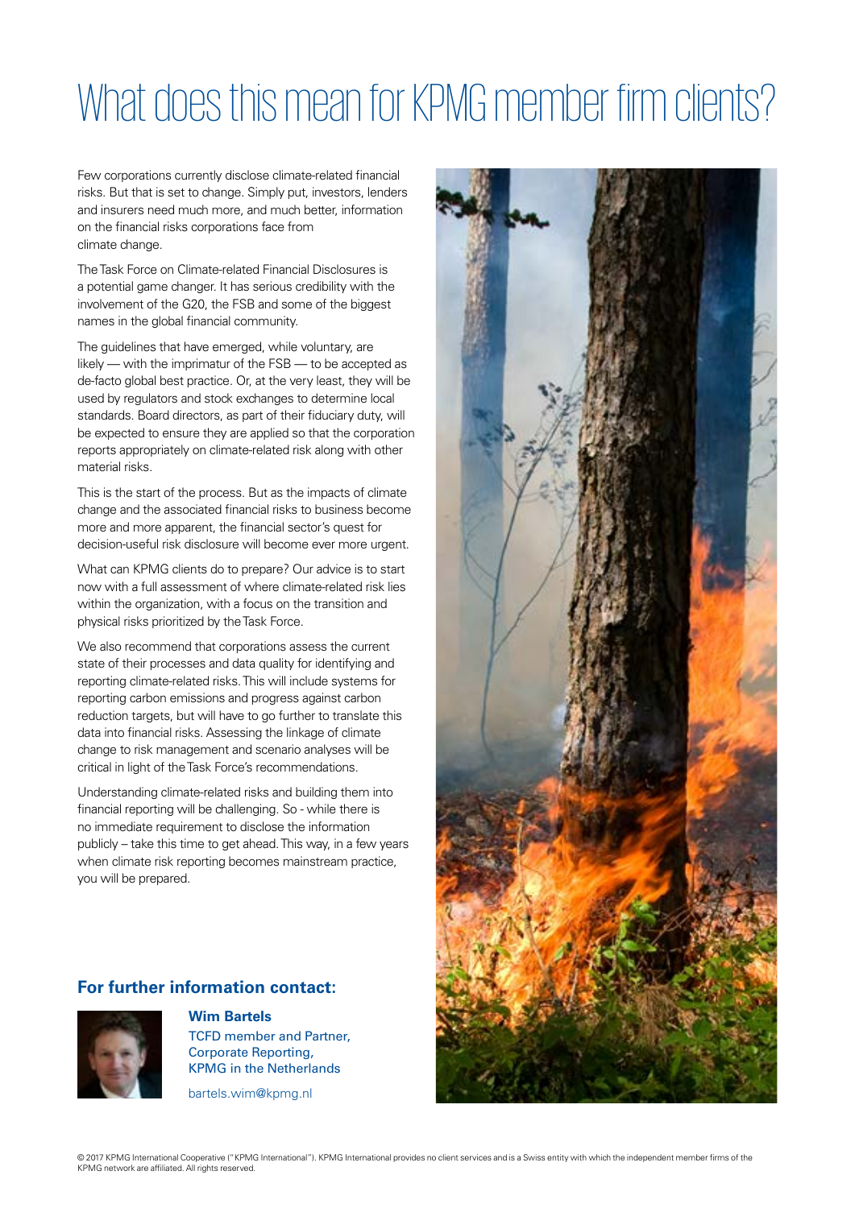# What does this mean for KPMG member firm clients?

Few corporations currently disclose climate-related financial risks. But that is set to change. Simply put, investors, lenders and insurers need much more, and much better, information on the financial risks corporations face from climate change.

The Task Force on Climate-related Financial Disclosures is a potential game changer. It has serious credibility with the involvement of the G20, the FSB and some of the biggest names in the global financial community.

The guidelines that have emerged, while voluntary, are likely — with the imprimatur of the FSB — to be accepted as de-facto global best practice. Or, at the very least, they will be used by regulators and stock exchanges to determine local standards. Board directors, as part of their fiduciary duty, will be expected to ensure they are applied so that the corporation reports appropriately on climate-related risk along with other material risks.

This is the start of the process. But as the impacts of climate change and the associated financial risks to business become more and more apparent, the financial sector's quest for decision-useful risk disclosure will become ever more urgent.

What can KPMG clients do to prepare? Our advice is to start now with a full assessment of where climate-related risk lies within the organization, with a focus on the transition and physical risks prioritized by the Task Force.

We also recommend that corporations assess the current state of their processes and data quality for identifying and reporting climate-related risks. This will include systems for reporting carbon emissions and progress against carbon reduction targets, but will have to go further to translate this data into financial risks. Assessing the linkage of climate change to risk management and scenario analyses will be critical in light of the Task Force's recommendations.

Understanding climate-related risks and building them into financial reporting will be challenging. So - while there is no immediate requirement to disclose the information publicly – take this time to get ahead. This way, in a few years when climate risk reporting becomes mainstream practice, you will be prepared.

## For further information contact:

**Wim Bartels**
TCFD member and Partner,
Corporate Reporting,
KPMG in the Netherlands

bartels.wim@kpmg.nl

© 2017 KPMG International Cooperative ("KPMG International"). KPMG International provides no client services and is a Swiss entity with which the independent member firms of the KPMG network are affiliated. All rights reserved.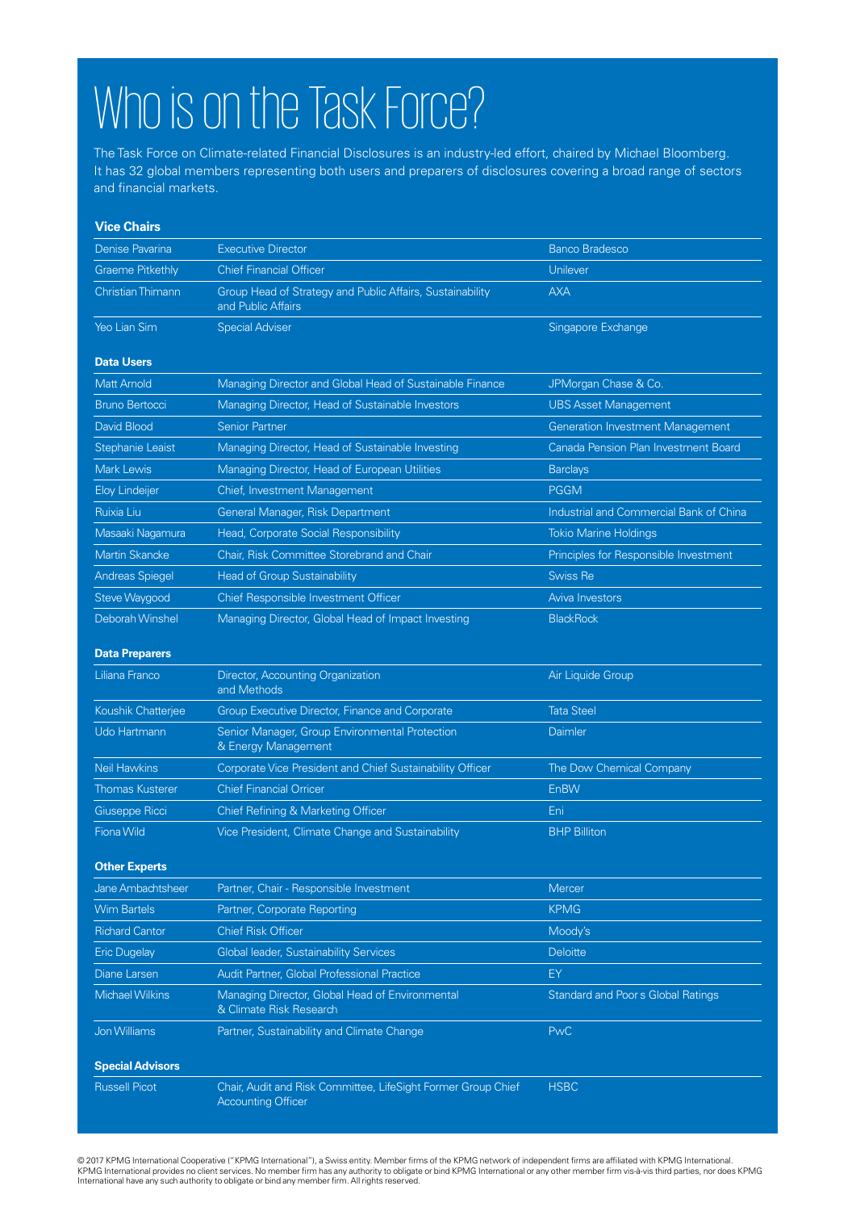# Who is on the Task Force?

The Task Force on Climate-related Financial Disclosures is an industry-led effort, chaired by Michael Bloomberg. It has 32 global members representing both users and preparers of disclosures covering a broad range of sectors and financial markets.

### Vice Chairs

| | | |
|---|---|---|
| Denise Pavarina | Executive Director | Banco Bradesco |
| Graeme Pitkethly | Chief Financial Officer | Unilever |
| Christian Thimann | Group Head of Strategy and Public Affairs, Sustainability and Public Affairs | AXA |
| Yeo Lian Sim | Special Adviser | Singapore Exchange |

### Data Users

| | | |
|---|---|---|
| Matt Arnold | Managing Director and Global Head of Sustainable Finance | JPMorgan Chase & Co. |
| Bruno Bertocci | Managing Director, Head of Sustainable Investors | UBS Asset Management |
| David Blood | Senior Partner | Generation Investment Management |
| Stephanie Leaist | Managing Director, Head of Sustainable Investing | Canada Pension Plan Investment Board |
| Mark Lewis | Managing Director, Head of European Utilities | Barclays |
| Eloy Lindeijer | Chief, Investment Management | PGGM |
| Ruixia Liu | General Manager, Risk Department | Industrial and Commercial Bank of China |
| Masaaki Nagamura | Head, Corporate Social Responsibility | Tokio Marine Holdings |
| Martin Skancke | Chair, Risk Committee Storebrand and Chair | Principles for Responsible Investment |
| Andreas Spiegel | Head of Group Sustainability | Swiss Re |
| Steve Waygood | Chief Responsible Investment Officer | Aviva Investors |
| Deborah Winshel | Managing Director, Global Head of Impact Investing | BlackRock |

### Data Preparers

| | | |
|---|---|---|
| Liliana Franco | Director, Accounting Organization and Methods | Air Liquide Group |
| Koushik Chatterjee | Group Executive Director, Finance and Corporate | Tata Steel |
| Udo Hartmann | Senior Manager, Group Environmental Protection & Energy Management | Daimler |
| Neil Hawkins | Corporate Vice President and Chief Sustainability Officer | The Dow Chemical Company |
| Thomas Kusterer | Chief Financial Orricer | EnBW |
| Giuseppe Ricci | Chief Refining & Marketing Officer | Eni |
| Fiona Wild | Vice President, Climate Change and Sustainability | BHP Billiton |

### Other Experts

| | | |
|---|---|---|
| Jane Ambachtsheer | Partner, Chair - Responsible Investment | Mercer |
| Wim Bartels | Partner, Corporate Reporting | KPMG |
| Richard Cantor | Chief Risk Officer | Moody's |
| Eric Dugelay | Global leader, Sustainability Services | Deloitte |
| Diane Larsen | Audit Partner, Global Professional Practice | EY |
| Michael Wilkins | Managing Director, Global Head of Environmental & Climate Risk Research | Standard and Poor s Global Ratings |
| Jon Williams | Partner, Sustainability and Climate Change | PwC |

### Special Advisors

| | | |
|---|---|---|
| Russell Picot | Chair, Audit and Risk Committee, LifeSight Former Group Chief Accounting Officer | HSBC |

© 2017 KPMG International Cooperative ("KPMG International"), a Swiss entity. Member firms of the KPMG network of independent firms are affiliated with KPMG International. KPMG International provides no client services. No member firm has any authority to obligate or bind KPMG International or any other member firm vis-à-vis third parties, nor does KPMG International have any such authority to obligate or bind any member firm. All rights reserved.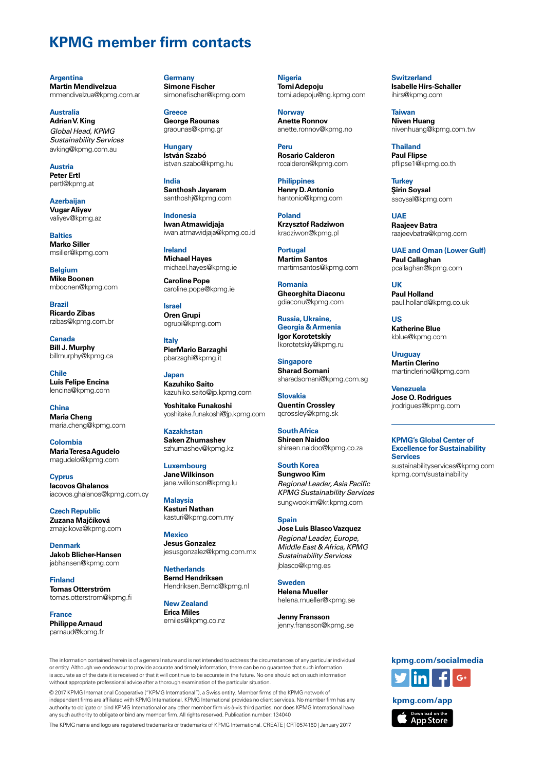# KPMG member firm contacts

**Argentina**
**Martin Mendivelzua**
mmendivelzua@kpmg.com.ar

**Australia**
**Adrian V. King**
*Global Head, KPMG Sustainability Services*
avking@kpmg.com.au

**Austria**
**Peter Ertl**
pertl@kpmg.at

**Azerbaijan**
**Vugar Aliyev**
valiyev@kpmg.az

**Baltics**
**Marko Siller**
msiller@kpmg.com

**Belgium**
**Mike Boonen**
mboonen@kpmg.com

**Brazil**
**Ricardo Zibas**
rzibas@kpmg.com.br

**Canada**
**Bill J. Murphy**
billmurphy@kpmg.ca

**Chile**
**Luis Felipe Encina**
lencina@kpmg.com

**China**
**Maria Cheng**
maria.cheng@kpmg.com

**Colombia**
**Maria Teresa Agudelo**
magudelo@kpmg.com

**Cyprus**
**Iacovos Ghalanos**
iacovos.ghalanos@kpmg.com.cy

**Czech Republic**
**Zuzana Majčíková**
zmajcikova@kpmg.com

**Denmark**
**Jakob Blicher-Hansen**
jabhansen@kpmg.com

**Finland**
**Tomas Otterström**
tomas.otterstrom@kpmg.fi

**France**
**Philippe Arnaud**
parnaud@kpmg.fr

**Germany**
**Simone Fischer**
simonefischer@kpmg.com

**Greece**
**George Raounas**
graounas@kpmg.gr

**Hungary**
**István Szabó**
istvan.szabo@kpmg.hu

**India**
**Santhosh Jayaram**
santhoshj@kpmg.com

**Indonesia**
**Iwan Atmawidjaja**
iwan.atmawidjaja@kpmg.co.id

**Ireland**
**Michael Hayes**
michael.hayes@kpmg.ie

**Caroline Pope**
caroline.pope@kpmg.ie

**Israel**
**Oren Grupi**
ogrupi@kpmg.com

**Italy**
**PierMario Barzaghi**
pbarzaghi@kpmg.it

**Japan**
**Kazuhiko Saito**
kazuhiko.saito@jp.kpmg.com

**Yoshitake Funakoshi**
yoshitake.funakoshi@jp.kpmg.com

**Kazakhstan**
**Saken Zhumashev**
szhumashev@kpmg.kz

**Luxembourg**
**Jane Wilkinson**
jane.wilkinson@kpmg.lu

**Malaysia**
**Kasturi Nathan**
kasturi@kpmg.com.my

**Mexico**
**Jesus Gonzalez**
jesusgonzalez@kpmg.com.mx

**Netherlands**
**Bernd Hendriksen**
Hendriksen.Bernd@kpmg.nl

**New Zealand**
**Erica Miles**
emiles@kpmg.co.nz

**Nigeria**
**Tomi Adepoju**
tomi.adepoju@ng.kpmg.com

**Norway**
**Anette Ronnov**
anette.ronnov@kpmg.no

**Peru**
**Rosario Calderon**
rccalderon@kpmg.com

**Philippines**
**Henry D. Antonio**
hantonio@kpmg.com

**Poland**
**Krzysztof Radziwon**
kradziwon@kpmg.pl

**Portugal**
**Martim Santos**
martimsantos@kpmg.com

**Romania**
**Gheorghita Diaconu**
gdiaconu@kpmg.com

**Russia, Ukraine, Georgia & Armenia**
**Igor Korotetskiy**
Ikorotetskiy@kpmg.ru

**Singapore**
**Sharad Somani**
sharadsomani@kpmg.com.sg

**Slovakia**
**Quentin Crossley**
qcrossley@kpmg.sk

**South Africa**
**Shireen Naidoo**
shireen.naidoo@kpmg.co.za

**South Korea**
**Sungwoo Kim**
*Regional Leader, Asia Pacific KPMG Sustainability Services*
sungwookim@kr.kpmg.com

**Spain**
**Jose Luis Blasco Vazquez**
*Regional Leader, Europe, Middle East & Africa, KPMG Sustainability Services*
jblasco@kpmg.es

**Sweden**
**Helena Mueller**
helena.mueller@kpmg.se

**Jenny Fransson**
jenny.fransson@kpmg.se

**Switzerland**
**Isabelle Hirs-Schaller**
ihirs@kpmg.com

**Taiwan**
**Niven Huang**
nivenhuang@kpmg.com.tw

**Thailand**
**Paul Flipse**
pflipse1@kpmg.co.th

**Turkey**
**Şirin Soysal**
ssoysal@kpmg.com

**UAE**
**Raajeev Batra**
raajeevbatra@kpmg.com

**UAE and Oman (Lower Gulf)**
**Paul Callaghan**
pcallaghan@kpmg.com

**UK**
**Paul Holland**
paul.holland@kpmg.co.uk

**US**
**Katherine Blue**
kblue@kpmg.com

**Uruguay**
**Martin Clerino**
martinclerino@kpmg.com

**Venezuela**
**Jose O. Rodrigues**
jrodrigues@kpmg.com

---

**KPMG's Global Center of Excellence for Sustainability Services**
sustainabilityservices@kpmg.com
kpmg.com/sustainability

The information contained herein is of a general nature and is not intended to address the circumstances of any particular individual or entity. Although we endeavour to provide accurate and timely information, there can be no guarantee that such information is accurate as of the date it is received or that it will continue to be accurate in the future. No one should act on such information without appropriate professional advice after a thorough examination of the particular situation.

© 2017 KPMG International Cooperative ("KPMG International"), a Swiss entity. Member firms of the KPMG network of independent firms are affiliated with KPMG International. KPMG International provides no client services. No member firm has any authority to obligate or bind KPMG International or any other member firm vis-à-vis third parties, nor does KPMG International have any such authority to obligate or bind any member firm. All rights reserved. Publication number: 134040

The KPMG name and logo are registered trademarks or trademarks of KPMG International. CREATE | CRT0574160 | January 2017

**kpmg.com/socialmedia**

**kpmg.com/app**

Download on the App Store